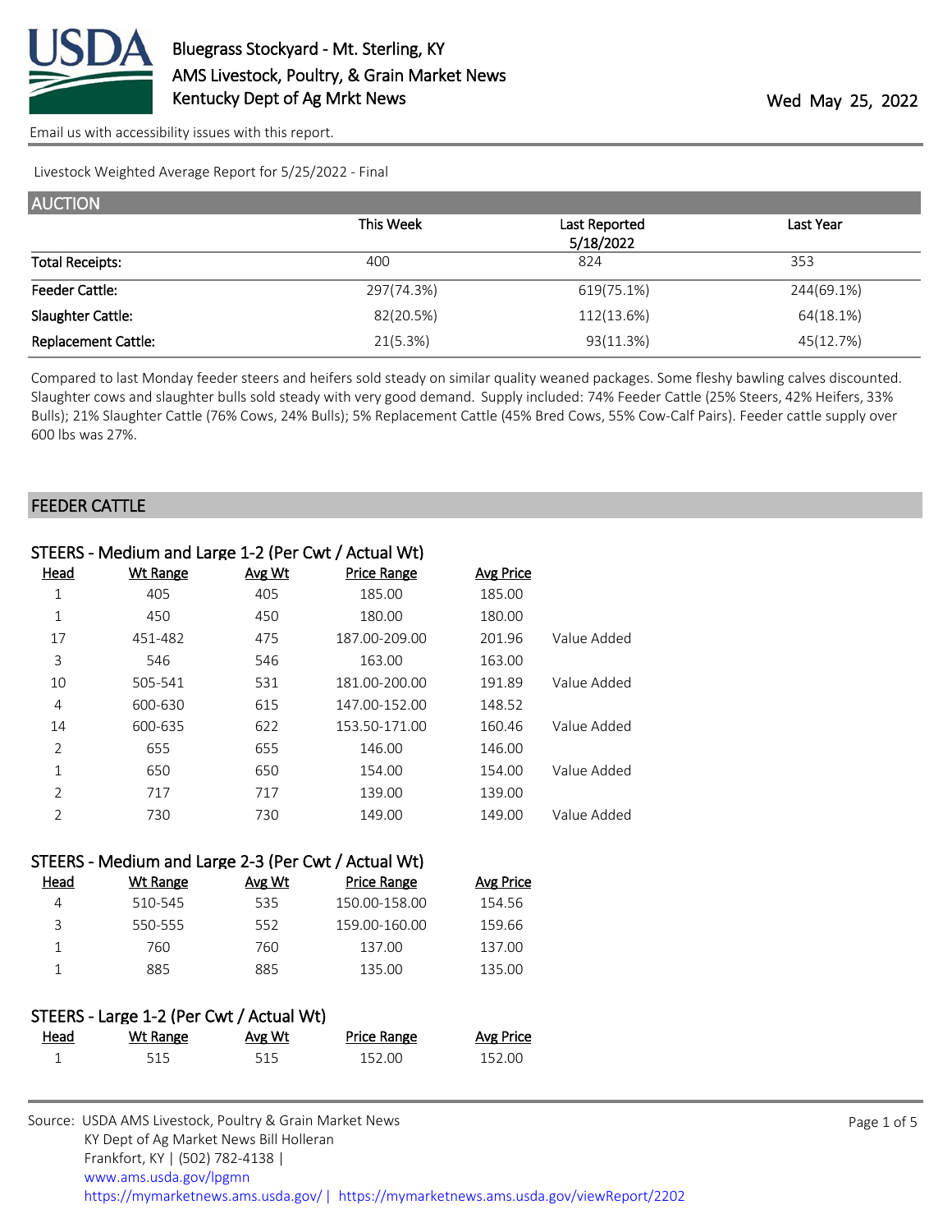# Bluegrass Stockyard - Mt. Sterling, KY
## AMS Livestock, Poultry, & Grain Market News
## Kentucky Dept of Ag Mrkt News

Wed May 25, 2022

Email us with accessibility issues with this report.

Livestock Weighted Average Report for 5/25/2022 - Final

## AUCTION

| | This Week | Last Reported 5/18/2022 | Last Year |
|---|---|---|---|
| Total Receipts: | 400 | 824 | 353 |
| Feeder Cattle: | 297(74.3%) | 619(75.1%) | 244(69.1%) |
| Slaughter Cattle: | 82(20.5%) | 112(13.6%) | 64(18.1%) |
| Replacement Cattle: | 21(5.3%) | 93(11.3%) | 45(12.7%) |

Compared to last Monday feeder steers and heifers sold steady on similar quality weaned packages. Some fleshy bawling calves discounted. Slaughter cows and slaughter bulls sold steady with very good demand. Supply included: 74% Feeder Cattle (25% Steers, 42% Heifers, 33% Bulls); 21% Slaughter Cattle (76% Cows, 24% Bulls); 5% Replacement Cattle (45% Bred Cows, 55% Cow-Calf Pairs). Feeder cattle supply over 600 lbs was 27%.

## FEEDER CATTLE

### STEERS - Medium and Large 1-2 (Per Cwt / Actual Wt)

| Head | Wt Range | Avg Wt | Price Range | Avg Price | |
|---|---|---|---|---|---|
| 1 | 405 | 405 | 185.00 | 185.00 | |
| 1 | 450 | 450 | 180.00 | 180.00 | |
| 17 | 451-482 | 475 | 187.00-209.00 | 201.96 | Value Added |
| 3 | 546 | 546 | 163.00 | 163.00 | |
| 10 | 505-541 | 531 | 181.00-200.00 | 191.89 | Value Added |
| 4 | 600-630 | 615 | 147.00-152.00 | 148.52 | |
| 14 | 600-635 | 622 | 153.50-171.00 | 160.46 | Value Added |
| 2 | 655 | 655 | 146.00 | 146.00 | |
| 1 | 650 | 650 | 154.00 | 154.00 | Value Added |
| 2 | 717 | 717 | 139.00 | 139.00 | |
| 2 | 730 | 730 | 149.00 | 149.00 | Value Added |

### STEERS - Medium and Large 2-3 (Per Cwt / Actual Wt)

| Head | Wt Range | Avg Wt | Price Range | Avg Price |
|---|---|---|---|---|
| 4 | 510-545 | 535 | 150.00-158.00 | 154.56 |
| 3 | 550-555 | 552 | 159.00-160.00 | 159.66 |
| 1 | 760 | 760 | 137.00 | 137.00 |
| 1 | 885 | 885 | 135.00 | 135.00 |

### STEERS - Large 1-2 (Per Cwt / Actual Wt)

| Head | Wt Range | Avg Wt | Price Range | Avg Price |
|---|---|---|---|---|
| 1 | 515 | 515 | 152.00 | 152.00 |

Source: USDA AMS Livestock, Poultry & Grain Market News
KY Dept of Ag Market News Bill Holleran
Frankfort, KY | (502) 782-4138 |
www.ams.usda.gov/lpgmn
https://mymarketnews.ams.usda.gov/ | https://mymarketnews.ams.usda.gov/viewReport/2202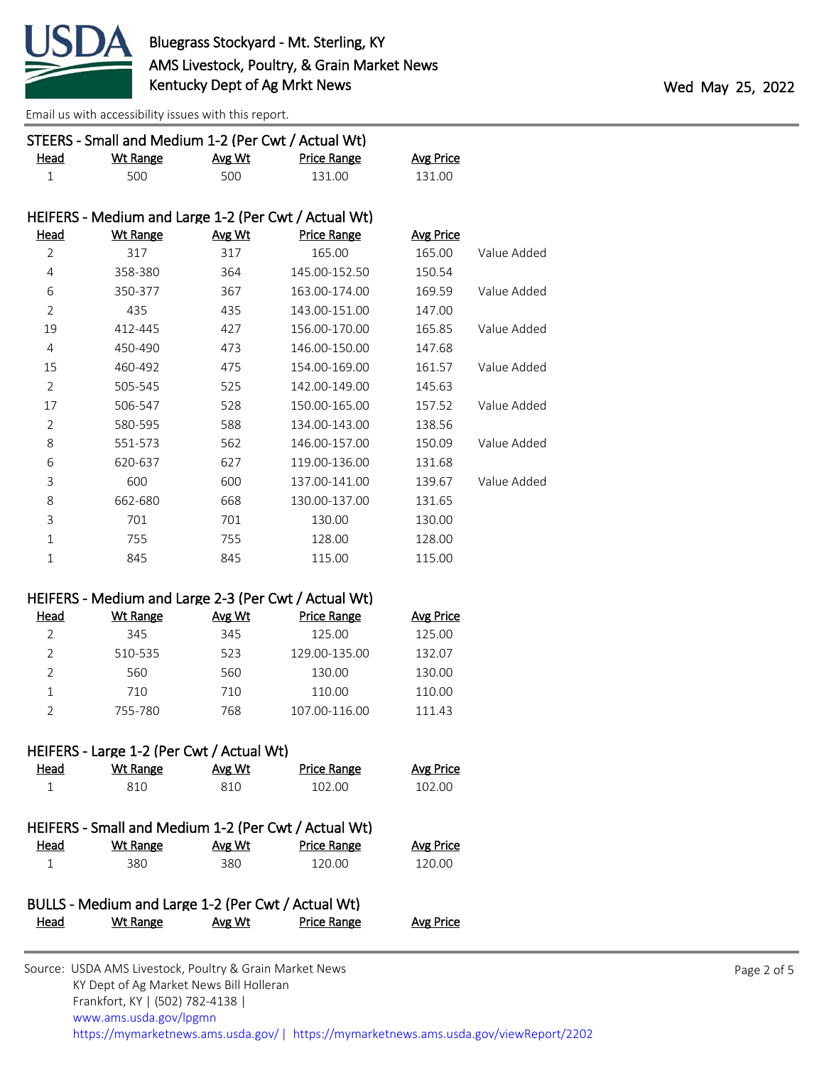Email us with accessibility issues with this report.

## STEERS - Small and Medium 1-2 (Per Cwt / Actual Wt)

| Head | Wt Range | Avg Wt | Price Range | Avg Price |
|---|---|---|---|---|
| 1 | 500 | 500 | 131.00 | 131.00 |

## HEIFERS - Medium and Large 1-2 (Per Cwt / Actual Wt)

| Head | Wt Range | Avg Wt | Price Range | Avg Price | |
|---|---|---|---|---|---|
| 2 | 317 | 317 | 165.00 | 165.00 | Value Added |
| 4 | 358-380 | 364 | 145.00-152.50 | 150.54 | |
| 6 | 350-377 | 367 | 163.00-174.00 | 169.59 | Value Added |
| 2 | 435 | 435 | 143.00-151.00 | 147.00 | |
| 19 | 412-445 | 427 | 156.00-170.00 | 165.85 | Value Added |
| 4 | 450-490 | 473 | 146.00-150.00 | 147.68 | |
| 15 | 460-492 | 475 | 154.00-169.00 | 161.57 | Value Added |
| 2 | 505-545 | 525 | 142.00-149.00 | 145.63 | |
| 17 | 506-547 | 528 | 150.00-165.00 | 157.52 | Value Added |
| 2 | 580-595 | 588 | 134.00-143.00 | 138.56 | |
| 8 | 551-573 | 562 | 146.00-157.00 | 150.09 | Value Added |
| 6 | 620-637 | 627 | 119.00-136.00 | 131.68 | |
| 3 | 600 | 600 | 137.00-141.00 | 139.67 | Value Added |
| 8 | 662-680 | 668 | 130.00-137.00 | 131.65 | |
| 3 | 701 | 701 | 130.00 | 130.00 | |
| 1 | 755 | 755 | 128.00 | 128.00 | |
| 1 | 845 | 845 | 115.00 | 115.00 | |

## HEIFERS - Medium and Large 2-3 (Per Cwt / Actual Wt)

| Head | Wt Range | Avg Wt | Price Range | Avg Price |
|---|---|---|---|---|
| 2 | 345 | 345 | 125.00 | 125.00 |
| 2 | 510-535 | 523 | 129.00-135.00 | 132.07 |
| 2 | 560 | 560 | 130.00 | 130.00 |
| 1 | 710 | 710 | 110.00 | 110.00 |
| 2 | 755-780 | 768 | 107.00-116.00 | 111.43 |

## HEIFERS - Large 1-2 (Per Cwt / Actual Wt)

| Head | Wt Range | Avg Wt | Price Range | Avg Price |
|---|---|---|---|---|
| 1 | 810 | 810 | 102.00 | 102.00 |

## HEIFERS - Small and Medium 1-2 (Per Cwt / Actual Wt)

| Head | Wt Range | Avg Wt | Price Range | Avg Price |
|---|---|---|---|---|
| 1 | 380 | 380 | 120.00 | 120.00 |

## BULLS - Medium and Large 1-2 (Per Cwt / Actual Wt)

| Head | Wt Range | Avg Wt | Price Range | Avg Price |
|---|---|---|---|---|

Source: USDA AMS Livestock, Poultry & Grain Market News
KY Dept of Ag Market News Bill Holleran
Frankfort, KY | (502) 782-4138 |
www.ams.usda.gov/lpgmn
https://mymarketnews.ams.usda.gov/ | https://mymarketnews.ams.usda.gov/viewReport/2202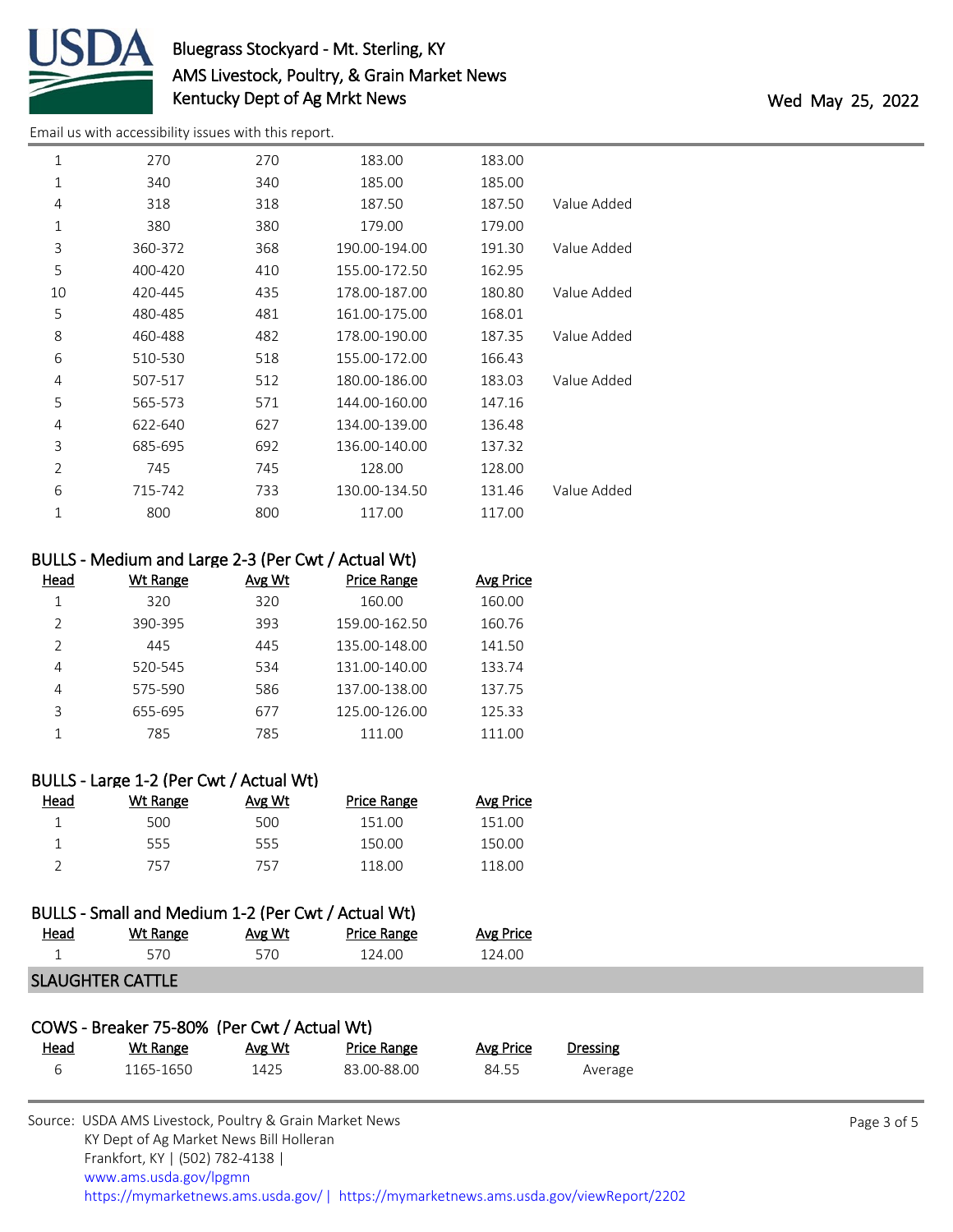| Head | Wt Range | Avg Wt | Price Range | Avg Price | |
|---|---|---|---|---|---|
| 1 | 270 | 270 | 183.00 | 183.00 | |
| 1 | 340 | 340 | 185.00 | 185.00 | |
| 4 | 318 | 318 | 187.50 | 187.50 | Value Added |
| 1 | 380 | 380 | 179.00 | 179.00 | |
| 3 | 360-372 | 368 | 190.00-194.00 | 191.30 | Value Added |
| 5 | 400-420 | 410 | 155.00-172.50 | 162.95 | |
| 10 | 420-445 | 435 | 178.00-187.00 | 180.80 | Value Added |
| 5 | 480-485 | 481 | 161.00-175.00 | 168.01 | |
| 8 | 460-488 | 482 | 178.00-190.00 | 187.35 | Value Added |
| 6 | 510-530 | 518 | 155.00-172.00 | 166.43 | |
| 4 | 507-517 | 512 | 180.00-186.00 | 183.03 | Value Added |
| 5 | 565-573 | 571 | 144.00-160.00 | 147.16 | |
| 4 | 622-640 | 627 | 134.00-139.00 | 136.48 | |
| 3 | 685-695 | 692 | 136.00-140.00 | 137.32 | |
| 2 | 745 | 745 | 128.00 | 128.00 | |
| 6 | 715-742 | 733 | 130.00-134.50 | 131.46 | Value Added |
| 1 | 800 | 800 | 117.00 | 117.00 | |

### BULLS - Medium and Large 2-3 (Per Cwt / Actual Wt)

| Head | Wt Range | Avg Wt | Price Range | Avg Price |
|---|---|---|---|---|
| 1 | 320 | 320 | 160.00 | 160.00 |
| 2 | 390-395 | 393 | 159.00-162.50 | 160.76 |
| 2 | 445 | 445 | 135.00-148.00 | 141.50 |
| 4 | 520-545 | 534 | 131.00-140.00 | 133.74 |
| 4 | 575-590 | 586 | 137.00-138.00 | 137.75 |
| 3 | 655-695 | 677 | 125.00-126.00 | 125.33 |
| 1 | 785 | 785 | 111.00 | 111.00 |

### BULLS - Large 1-2 (Per Cwt / Actual Wt)

| Head | Wt Range | Avg Wt | Price Range | Avg Price |
|---|---|---|---|---|
| 1 | 500 | 500 | 151.00 | 151.00 |
| 1 | 555 | 555 | 150.00 | 150.00 |
| 2 | 757 | 757 | 118.00 | 118.00 |

### BULLS - Small and Medium 1-2 (Per Cwt / Actual Wt)

| Head | Wt Range | Avg Wt | Price Range | Avg Price |
|---|---|---|---|---|
| 1 | 570 | 570 | 124.00 | 124.00 |

## SLAUGHTER CATTLE

### COWS - Breaker 75-80% (Per Cwt / Actual Wt)

| Head | Wt Range | Avg Wt | Price Range | Avg Price | Dressing |
|---|---|---|---|---|---|
| 6 | 1165-1650 | 1425 | 83.00-88.00 | 84.55 | Average |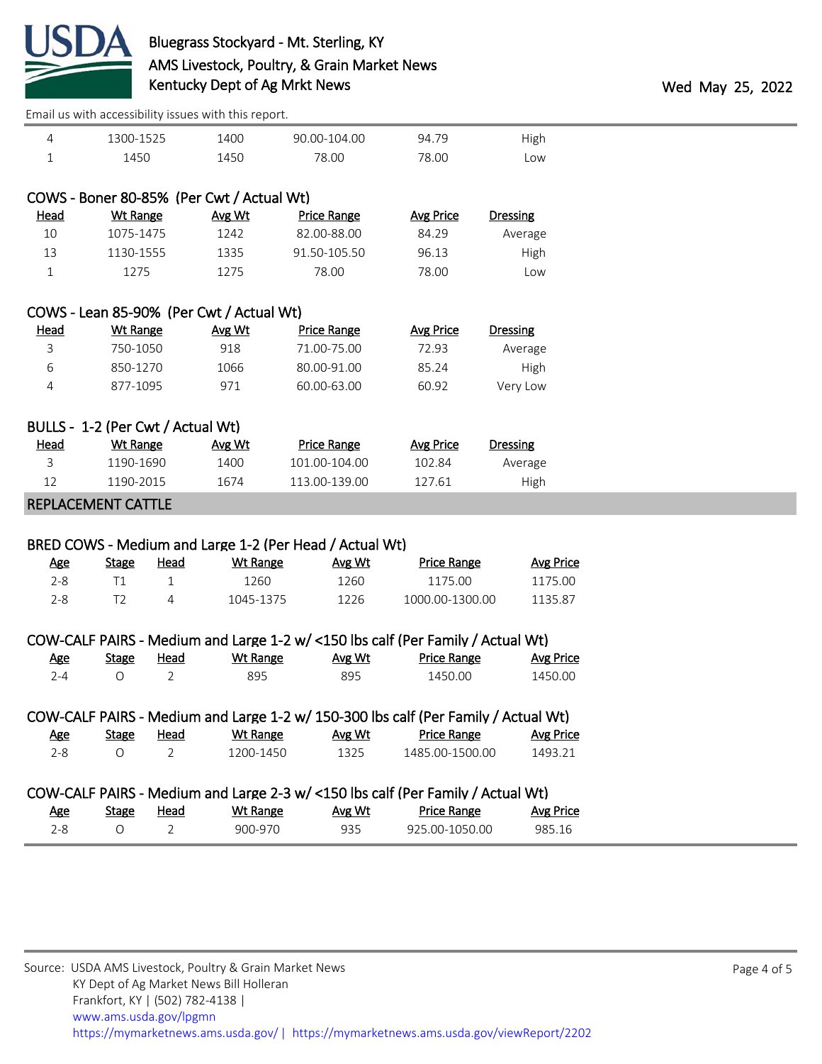| Head | Wt Range | Avg Wt | Price Range | Avg Price | Dressing |
|---|---|---|---|---|---|
| 4 | 1300-1525 | 1400 | 90.00-104.00 | 94.79 | High |
| 1 | 1450 | 1450 | 78.00 | 78.00 | Low |

### COWS - Boner 80-85% (Per Cwt / Actual Wt)

| Head | Wt Range | Avg Wt | Price Range | Avg Price | Dressing |
|---|---|---|---|---|---|
| 10 | 1075-1475 | 1242 | 82.00-88.00 | 84.29 | Average |
| 13 | 1130-1555 | 1335 | 91.50-105.50 | 96.13 | High |
| 1 | 1275 | 1275 | 78.00 | 78.00 | Low |

### COWS - Lean 85-90% (Per Cwt / Actual Wt)

| Head | Wt Range | Avg Wt | Price Range | Avg Price | Dressing |
|---|---|---|---|---|---|
| 3 | 750-1050 | 918 | 71.00-75.00 | 72.93 | Average |
| 6 | 850-1270 | 1066 | 80.00-91.00 | 85.24 | High |
| 4 | 877-1095 | 971 | 60.00-63.00 | 60.92 | Very Low |

### BULLS - 1-2 (Per Cwt / Actual Wt)

| Head | Wt Range | Avg Wt | Price Range | Avg Price | Dressing |
|---|---|---|---|---|---|
| 3 | 1190-1690 | 1400 | 101.00-104.00 | 102.84 | Average |
| 12 | 1190-2015 | 1674 | 113.00-139.00 | 127.61 | High |

## REPLACEMENT CATTLE

### BRED COWS - Medium and Large 1-2 (Per Head / Actual Wt)

| Age | Stage | Head | Wt Range | Avg Wt | Price Range | Avg Price |
|---|---|---|---|---|---|---|
| 2-8 | T1 | 1 | 1260 | 1260 | 1175.00 | 1175.00 |
| 2-8 | T2 | 4 | 1045-1375 | 1226 | 1000.00-1300.00 | 1135.87 |

### COW-CALF PAIRS - Medium and Large 1-2 w/ <150 lbs calf (Per Family / Actual Wt)

| Age | Stage | Head | Wt Range | Avg Wt | Price Range | Avg Price |
|---|---|---|---|---|---|---|
| 2-4 | O | 2 | 895 | 895 | 1450.00 | 1450.00 |

### COW-CALF PAIRS - Medium and Large 1-2 w/ 150-300 lbs calf (Per Family / Actual Wt)

| Age | Stage | Head | Wt Range | Avg Wt | Price Range | Avg Price |
|---|---|---|---|---|---|---|
| 2-8 | O | 2 | 1200-1450 | 1325 | 1485.00-1500.00 | 1493.21 |

### COW-CALF PAIRS - Medium and Large 2-3 w/ <150 lbs calf (Per Family / Actual Wt)

| Age | Stage | Head | Wt Range | Avg Wt | Price Range | Avg Price |
|---|---|---|---|---|---|---|
| 2-8 | O | 2 | 900-970 | 935 | 925.00-1050.00 | 985.16 |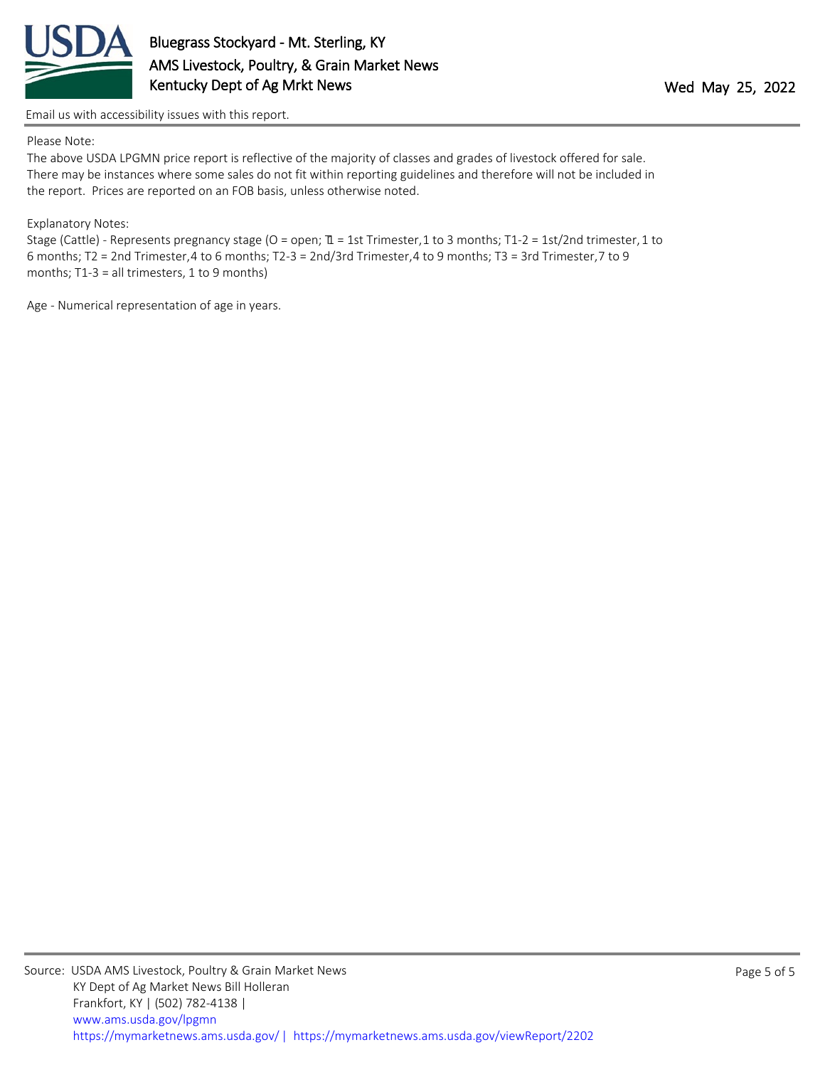Email us with accessibility issues with this report.

Please Note:
The above USDA LPGMN price report is reflective of the majority of classes and grades of livestock offered for sale. There may be instances where some sales do not fit within reporting guidelines and therefore will not be included in the report. Prices are reported on an FOB basis, unless otherwise noted.

Explanatory Notes:
Stage (Cattle) - Represents pregnancy stage (O = open; T1 = 1st Trimester,1 to 3 months; T1-2 = 1st/2nd trimester, 1 to 6 months; T2 = 2nd Trimester,4 to 6 months; T2-3 = 2nd/3rd Trimester,4 to 9 months; T3 = 3rd Trimester,7 to 9 months; T1-3 = all trimesters, 1 to 9 months)

Age - Numerical representation of age in years.

Source: USDA AMS Livestock, Poultry & Grain Market News
KY Dept of Ag Market News Bill Holleran
Frankfort, KY | (502) 782-4138 |
www.ams.usda.gov/lpgmn
https://mymarketnews.ams.usda.gov/ | https://mymarketnews.ams.usda.gov/viewReport/2202